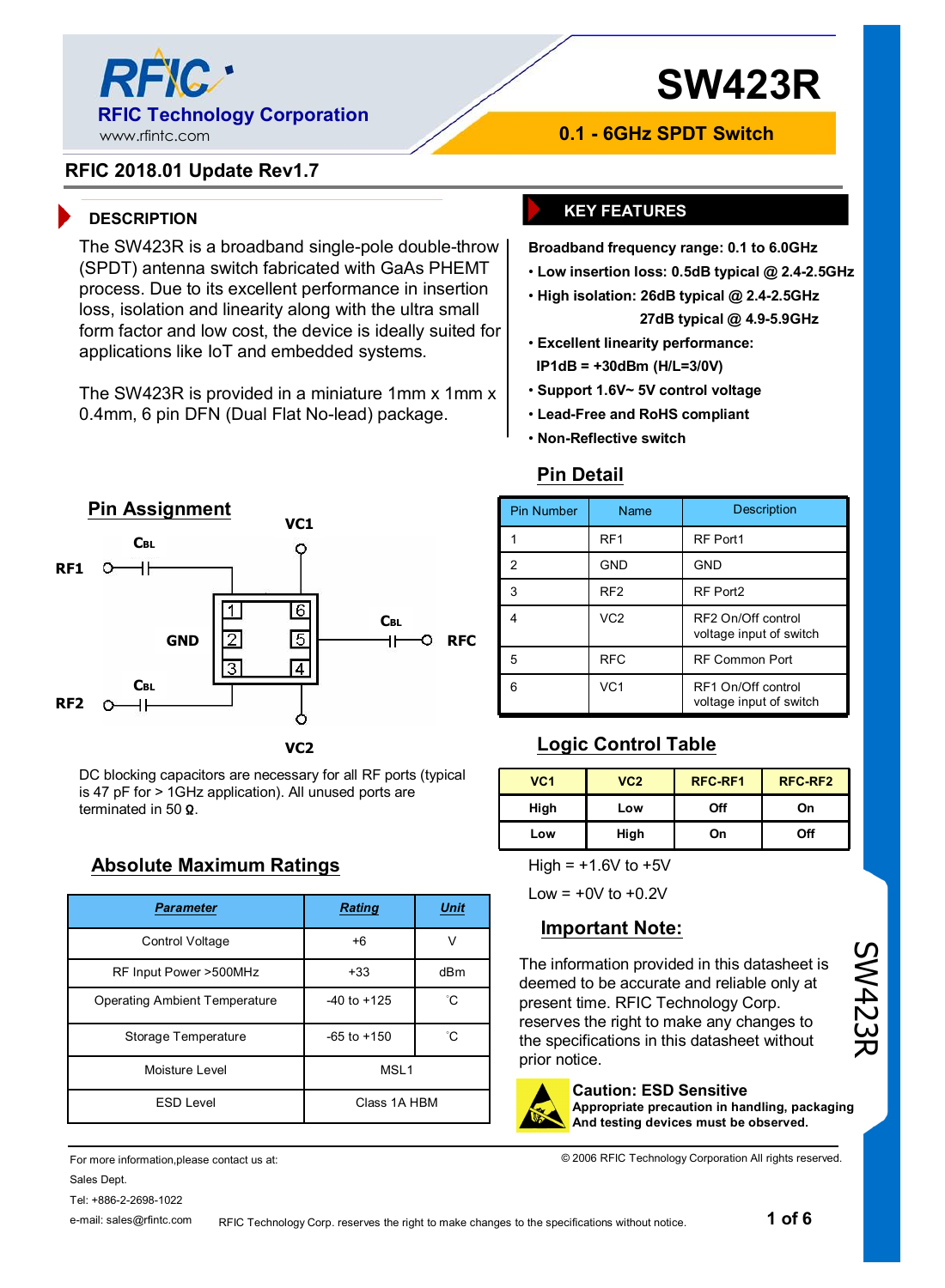# SW423R

**RFIC Technology Corporation**
www.rfintc.com

**0.1 - 6GHz SPDT Switch**

**RFIC 2018.01 Update Rev1.7**

## DESCRIPTION

The SW423R is a broadband single-pole double-throw (SPDT) antenna switch fabricated with GaAs PHEMT process. Due to its excellent performance in insertion loss, isolation and linearity along with the ultra small form factor and low cost, the device is ideally suited for applications like IoT and embedded systems.

The SW423R is provided in a miniature 1mm x 1mm x 0.4mm, 6 pin DFN (Dual Flat No-lead) package.

## KEY FEATURES

**Broadband frequency range: 0.1 to 6.0GHz**

- **Low insertion loss: 0.5dB typical @ 2.4-2.5GHz**
- **High isolation: 26dB typical @ 2.4-2.5GHz**
  **27dB typical @ 4.9-5.9GHz**
- **Excellent linearity performance:**
  **IP1dB = +30dBm (H/L=3/0V)**
- **Support 1.6V~ 5V control voltage**
- **Lead-Free and RoHS compliant**
- **Non-Reflective switch**

## Pin Assignment

RF1 — CBL — pin 1; GND — pin 2; RF2 — CBL — pin 3; VC2 — pin 4; RFC — CBL — pin 5; VC1 — pin 6

DC blocking capacitors are necessary for all RF ports (typical is 47 pF for > 1GHz application). All unused ports are terminated in 50 Ω.

## Pin Detail

| Pin Number | Name | Description |
|---|---|---|
| 1 | RF1 | RF Port1 |
| 2 | GND | GND |
| 3 | RF2 | RF Port2 |
| 4 | VC2 | RF2 On/Off control voltage input of switch |
| 5 | RFC | RF Common Port |
| 6 | VC1 | RF1 On/Off control voltage input of switch |

## Logic Control Table

| VC1 | VC2 | RFC-RF1 | RFC-RF2 |
|---|---|---|---|
| High | Low | Off | On |
| Low | High | On | Off |

High = +1.6V to +5V

Low = +0V to +0.2V

## Absolute Maximum Ratings

| *Parameter* | *Rating* | *Unit* |
|---|---|---|
| Control Voltage | +6 | V |
| RF Input Power >500MHz | +33 | dBm |
| Operating Ambient Temperature | -40 to +125 | °C |
| Storage Temperature | -65 to +150 | °C |
| Moisture Level | MSL1 | |
| ESD Level | Class 1A HBM | |

## Important Note:

The information provided in this datasheet is deemed to be accurate and reliable only at present time. RFIC Technology Corp. reserves the right to make any changes to the specifications in this datasheet without prior notice.

**Caution: ESD Sensitive**
**Appropriate precaution in handling, packaging And testing devices must be observed.**

For more information,please contact us at:
Sales Dept.
Tel: +886-2-2698-1022
e-mail: sales@rfintc.com

© 2006 RFIC Technology Corporation All rights reserved.

RFIC Technology Corp. reserves the right to make changes to the specifications without notice.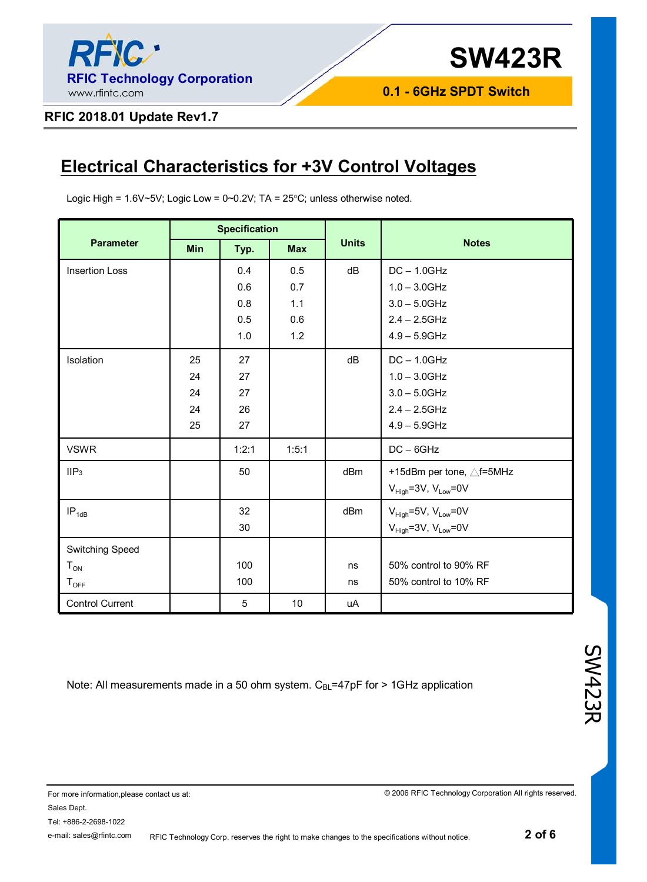## Electrical Characteristics for +3V Control Voltages

Logic High = 1.6V~5V; Logic Low = 0~0.2V; TA = 25°C; unless otherwise noted.

| Parameter | Specification | | | Units | Notes |
|---|---|---|---|---|---|
| | Min | Typ. | Max | | |
| Insertion Loss | | 0.4 | 0.5 | dB | DC – 1.0GHz |
| | | 0.6 | 0.7 | | 1.0 – 3.0GHz |
| | | 0.8 | 1.1 | | 3.0 – 5.0GHz |
| | | 0.5 | 0.6 | | 2.4 – 2.5GHz |
| | | 1.0 | 1.2 | | 4.9 – 5.9GHz |
| Isolation | 25 | 27 | | dB | DC – 1.0GHz |
| | 24 | 27 | | | 1.0 – 3.0GHz |
| | 24 | 27 | | | 3.0 – 5.0GHz |
| | 24 | 26 | | | 2.4 – 2.5GHz |
| | 25 | 27 | | | 4.9 – 5.9GHz |
| VSWR | | 1:2:1 | 1:5:1 | | DC – 6GHz |
| $IIP_3$ | | 50 | | dBm | +15dBm per tone, △f=5MHz<br>$V_{High}$=3V, $V_{Low}$=0V |
| $IP_{1dB}$ | | 32 | | dBm | $V_{High}$=5V, $V_{Low}$=0V |
| | | 30 | | | $V_{High}$=3V, $V_{Low}$=0V |
| Switching Speed | | | | | |
| $T_{ON}$ | | 100 | | ns | 50% control to 90% RF |
| $T_{OFF}$ | | 100 | | ns | 50% control to 10% RF |
| Control Current | | 5 | 10 | uA | |

Note: All measurements made in a 50 ohm system. $C_{BL}$=47pF for > 1GHz application

For more information,please contact us at:
Sales Dept.
Tel: +886-2-2698-1022
e-mail: sales@rfintc.com

© 2006 RFIC Technology Corporation All rights reserved.

RFIC Technology Corp. reserves the right to make changes to the specifications without notice.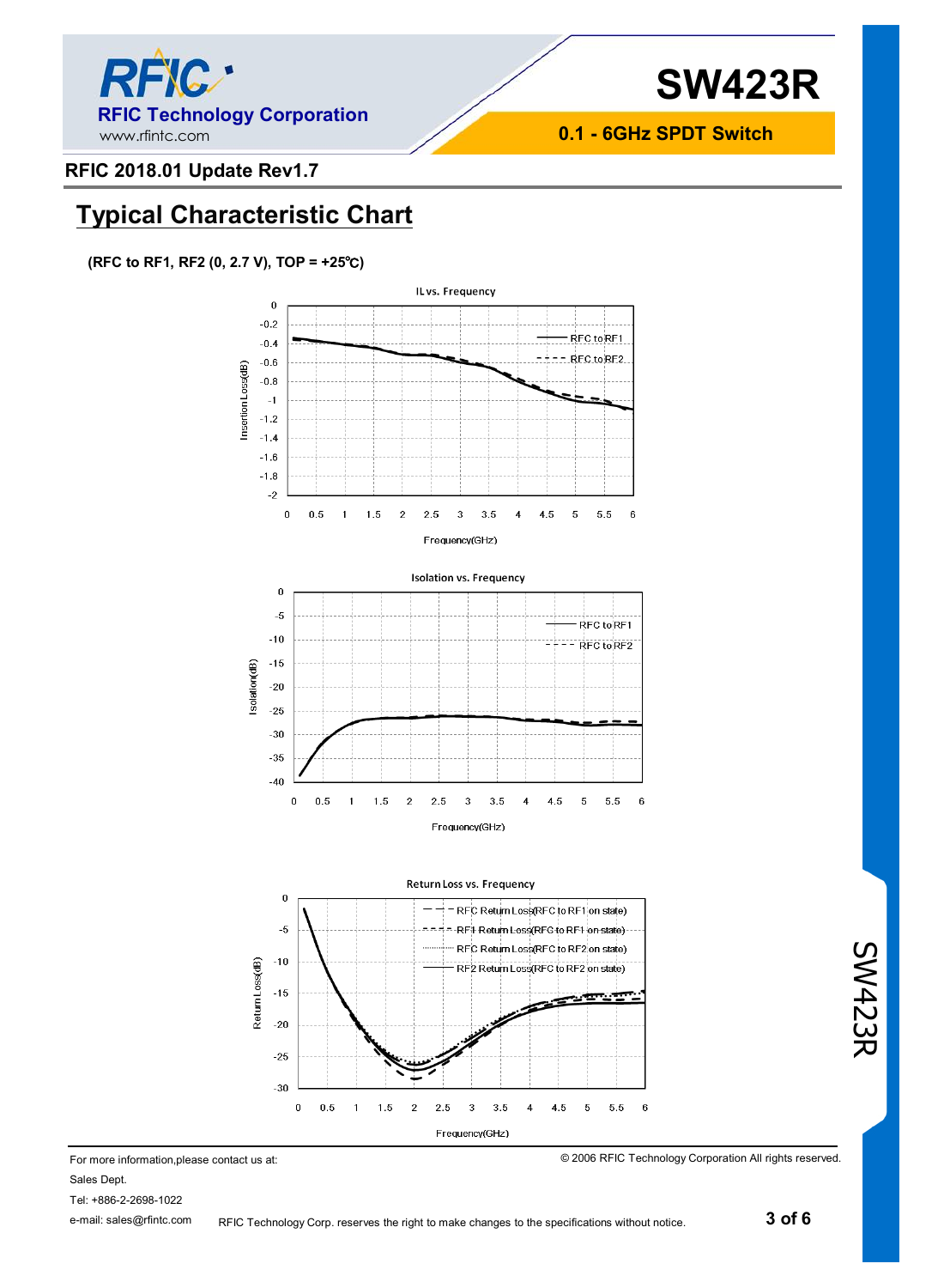## Typical Characteristic Chart

**(RFC to RF1, RF2 (0, 2.7 V), TOP = +25℃)**

IL vs. Frequency

Isolation vs. Frequency

Return Loss vs. Frequency

For more information,please contact us at:

Sales Dept.

Tel: +886-2-2698-1022

e-mail: sales@rfintc.com

© 2006 RFIC Technology Corporation All rights reserved.

RFIC Technology Corp. reserves the right to make changes to the specifications without notice.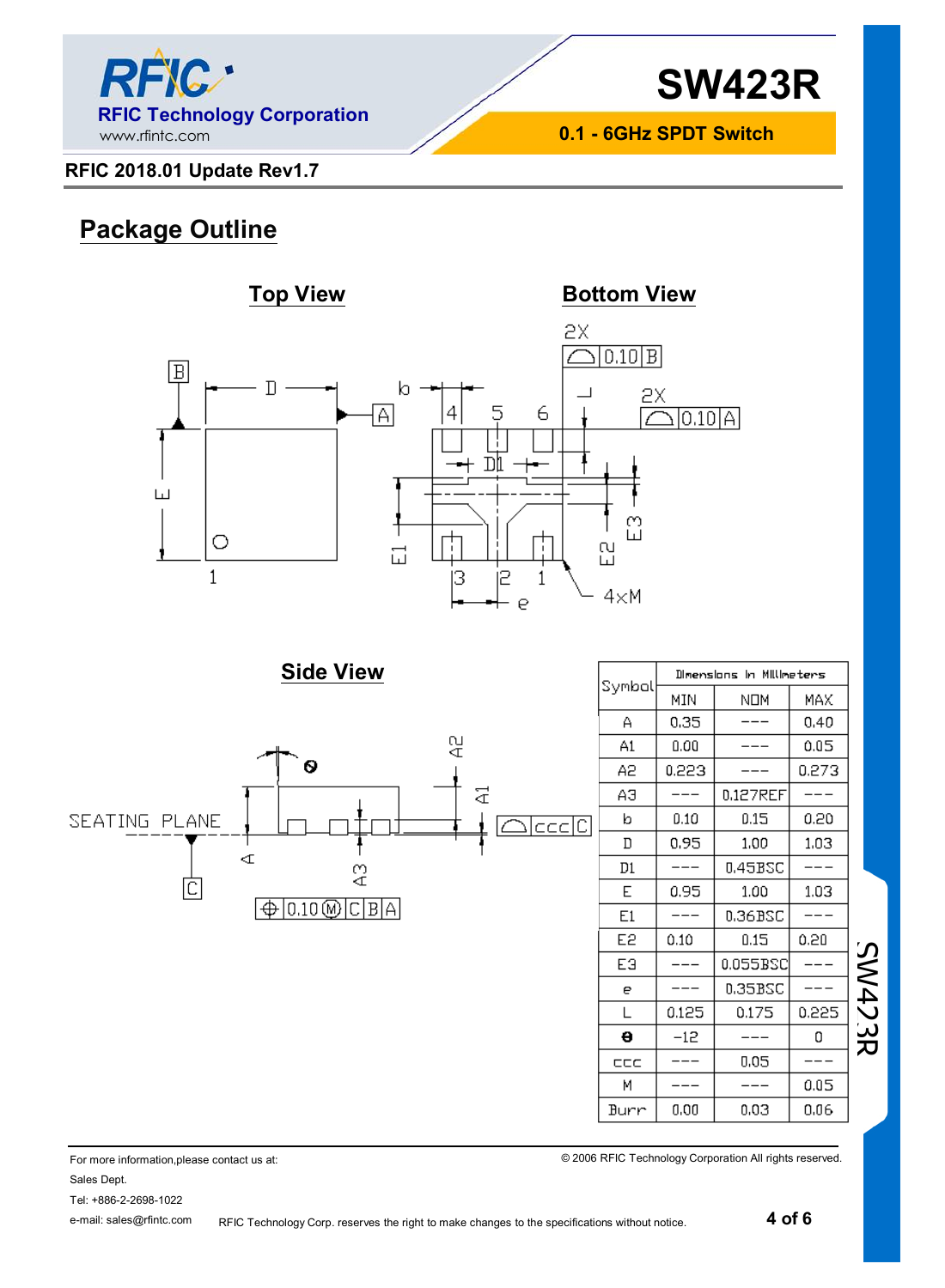RFIC 2018.01 Update Rev1.7

## Package Outline

### Top View

### Bottom View

### Side View

| Symbol | Dimensions In Millimeters | | |
|---|---|---|---|
| | MIN | NOM | MAX |
| A | 0.35 | --- | 0.40 |
| A1 | 0.00 | --- | 0.05 |
| A2 | 0.223 | --- | 0.273 |
| A3 | --- | 0.127REF | --- |
| b | 0.10 | 0.15 | 0.20 |
| D | 0.95 | 1.00 | 1.03 |
| D1 | --- | 0.45BSC | --- |
| E | 0.95 | 1.00 | 1.03 |
| E1 | --- | 0.36BSC | --- |
| E2 | 0.10 | 0.15 | 0.20 |
| E3 | --- | 0.055BSC | --- |
| e | --- | 0.35BSC | --- |
| L | 0.125 | 0.175 | 0.225 |
| θ | -12 | --- | 0 |
| ccc | --- | 0.05 | --- |
| M | --- | --- | 0.05 |
| Burr | 0.00 | 0.03 | 0.06 |

For more information,please contact us at:
Sales Dept.
Tel: +886-2-2698-1022
e-mail: sales@rfintc.com

© 2006 RFIC Technology Corporation All rights reserved.

RFIC Technology Corp. reserves the right to make changes to the specifications without notice.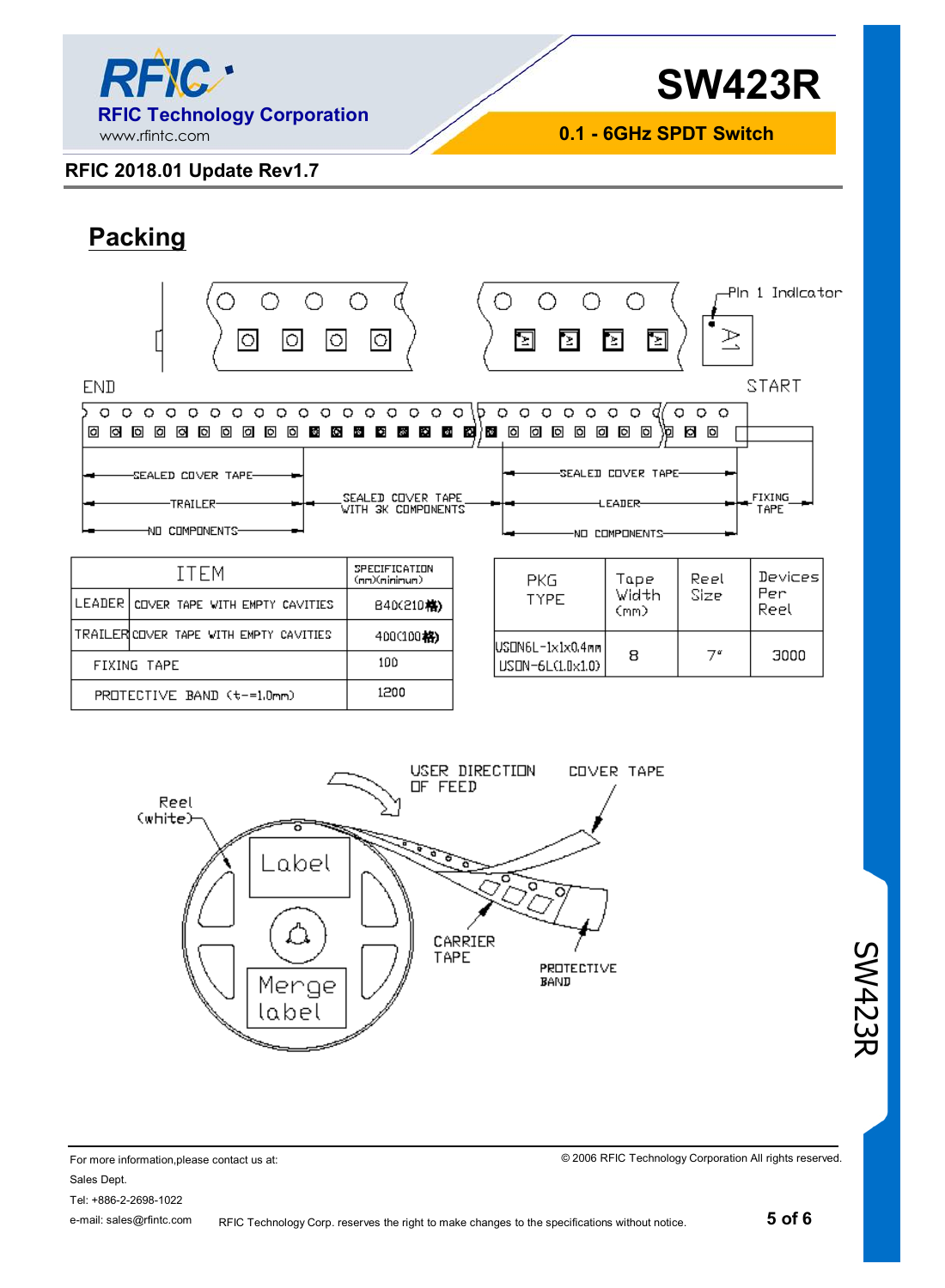## Packing

| ITEM | | SPECIFICATION (mm)(minimum) |
|---|---|---|
| LEADER | COVER TAPE WITH EMPTY CAVITIES | 840(210格) |
| TRAILER | COVER TAPE WITH EMPTY CAVITIES | 400(100格) |
| FIXING TAPE | | 100 |
| PROTECTIVE BAND (t-=1.0mm) | | 1200 |

| PKG TYPE | Tape Width (mm) | Reel Size | Devices Per Reel |
|---|---|---|---|
| USON6L-1x1x0.4mm USON-6L(1.0x1.0) | 8 | 7" | 3000 |

For more information,please contact us at:

Sales Dept.

Tel: +886-2-2698-1022

e-mail: sales@rfintc.com

© 2006 RFIC Technology Corporation All rights reserved.

RFIC Technology Corp. reserves the right to make changes to the specifications without notice.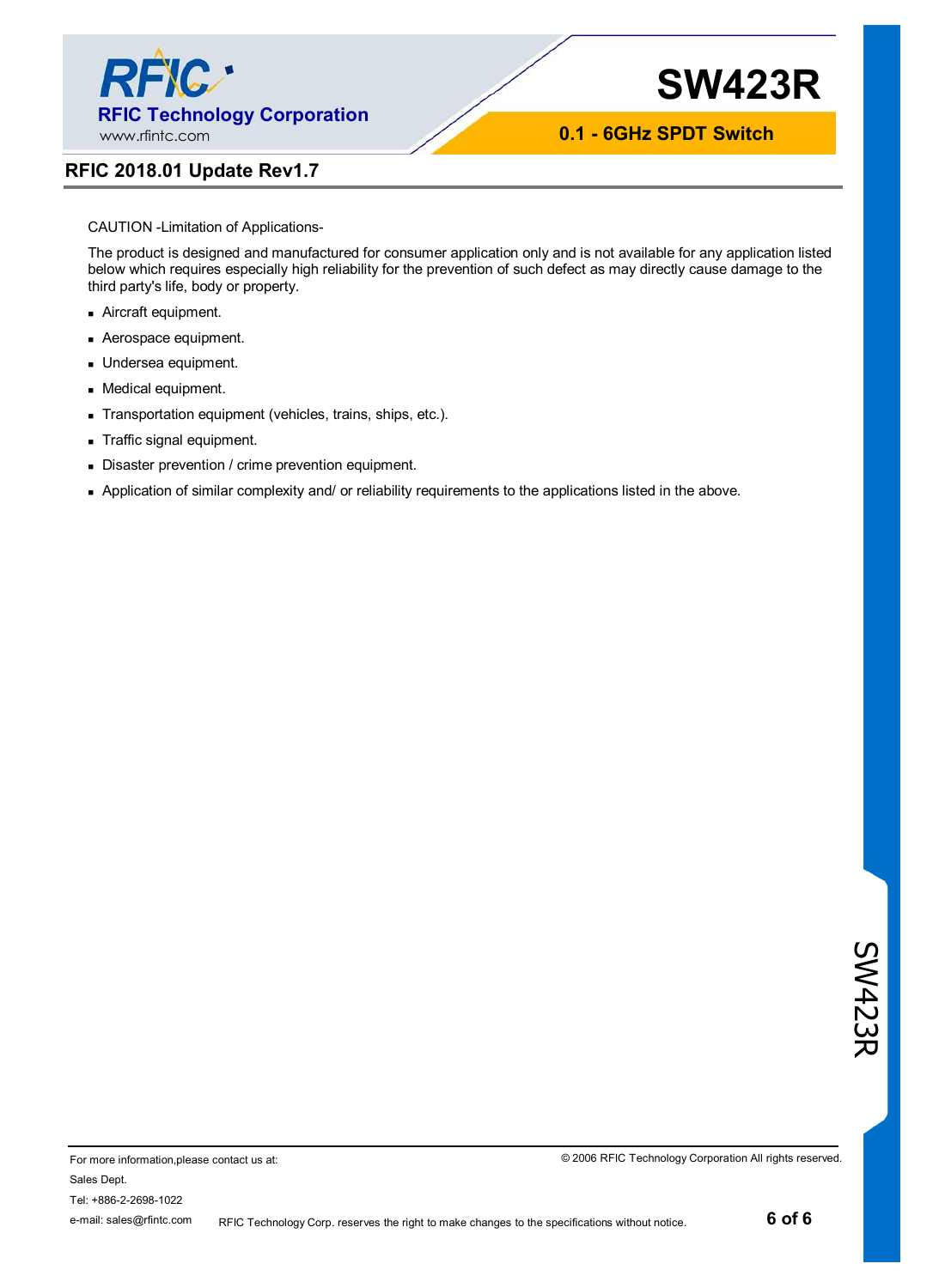CAUTION -Limitation of Applications-

The product is designed and manufactured for consumer application only and is not available for any application listed below which requires especially high reliability for the prevention of such defect as may directly cause damage to the third party's life, body or property.

- Aircraft equipment.
- Aerospace equipment.
- Undersea equipment.
- Medical equipment.
- Transportation equipment (vehicles, trains, ships, etc.).
- Traffic signal equipment.
- Disaster prevention / crime prevention equipment.
- Application of similar complexity and/ or reliability requirements to the applications listed in the above.